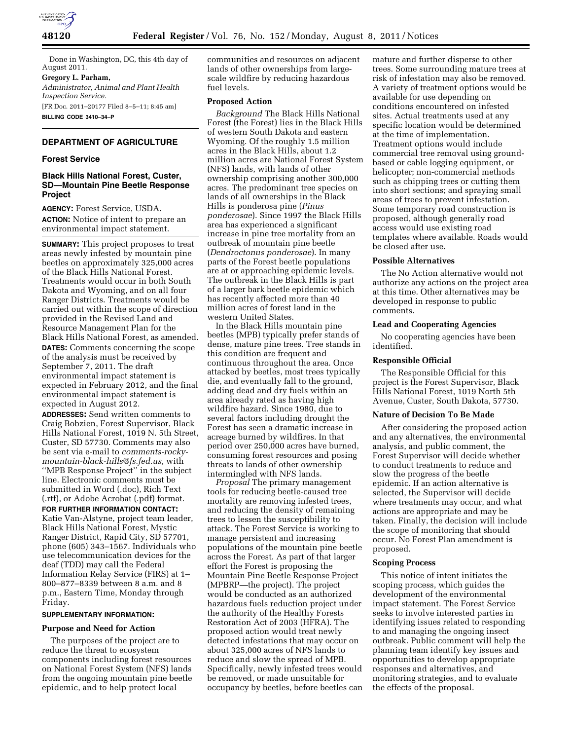Done in Washington, DC, this 4th day of August 2011.

**Gregory L. Parham,**

*Administrator, Animal and Plant Health Inspection Service.*

[FR Doc. 2011–20177 Filed 8–5–11; 8:45 am]

**BILLING CODE 3410–34–P**

## DEPARTMENT OF AGRICULTURE

### Forest Service

### Black Hills National Forest, Custer, SD—Mountain Pine Beetle Response Project

**AGENCY:** Forest Service, USDA.

**ACTION:** Notice of intent to prepare an environmental impact statement.

**SUMMARY:** This project proposes to treat areas newly infested by mountain pine beetles on approximately 325,000 acres of the Black Hills National Forest. Treatments would occur in both South Dakota and Wyoming, and on all four Ranger Districts. Treatments would be carried out within the scope of direction provided in the Revised Land and Resource Management Plan for the Black Hills National Forest, as amended.

**DATES:** Comments concerning the scope of the analysis must be received by September 7, 2011. The draft environmental impact statement is expected in February 2012, and the final environmental impact statement is expected in August 2012.

**ADDRESSES:** Send written comments to Craig Bobzien, Forest Supervisor, Black Hills National Forest, 1019 N. 5th Street, Custer, SD 57730. Comments may also be sent via e-mail to *comments-rocky-mountain-black-hills@fs.fed.us,* with ''MPB Response Project'' in the subject line. Electronic comments must be submitted in Word (.doc), Rich Text (.rtf), or Adobe Acrobat (.pdf) format.

**FOR FURTHER INFORMATION CONTACT:** Katie Van-Alstyne, project team leader, Black Hills National Forest, Mystic Ranger District, Rapid City, SD 57701, phone (605) 343–1567. Individuals who use telecommunication devices for the deaf (TDD) may call the Federal Information Relay Service (FIRS) at 1–800–877–8339 between 8 a.m. and 8 p.m., Eastern Time, Monday through Friday.

**SUPPLEMENTARY INFORMATION:**

#### Purpose and Need for Action

The purposes of the project are to reduce the threat to ecosystem components including forest resources on National Forest System (NFS) lands from the ongoing mountain pine beetle epidemic, and to help protect local communities and resources on adjacent lands of other ownerships from large-scale wildfire by reducing hazardous fuel levels.

#### Proposed Action

*Background* The Black Hills National Forest (the Forest) lies in the Black Hills of western South Dakota and eastern Wyoming. Of the roughly 1.5 million acres in the Black Hills, about 1.2 million acres are National Forest System (NFS) lands, with lands of other ownership comprising another 300,000 acres. The predominant tree species on lands of all ownerships in the Black Hills is ponderosa pine (*Pinus ponderosae*). Since 1997 the Black Hills area has experienced a significant increase in pine tree mortality from an outbreak of mountain pine beetle (*Dendroctonus ponderosae*). In many parts of the Forest beetle populations are at or approaching epidemic levels. The outbreak in the Black Hills is part of a larger bark beetle epidemic which has recently affected more than 40 million acres of forest land in the western United States.

In the Black Hills mountain pine beetles (MPB) typically prefer stands of dense, mature pine trees. Tree stands in this condition are frequent and continuous throughout the area. Once attacked by beetles, most trees typically die, and eventually fall to the ground, adding dead and dry fuels within an area already rated as having high wildfire hazard. Since 1980, due to several factors including drought the Forest has seen a dramatic increase in acreage burned by wildfires. In that period over 250,000 acres have burned, consuming forest resources and posing threats to lands of other ownership intermingled with NFS lands.

*Proposal* The primary management tools for reducing beetle-caused tree mortality are removing infested trees, and reducing the density of remaining trees to lessen the susceptibility to attack. The Forest Service is working to manage persistent and increasing populations of the mountain pine beetle across the Forest. As part of that larger effort the Forest is proposing the Mountain Pine Beetle Response Project (MPBRP—the project). The project would be conducted as an authorized hazardous fuels reduction project under the authority of the Healthy Forests Restoration Act of 2003 (HFRA). The proposed action would treat newly detected infestations that may occur on about 325,000 acres of NFS lands to reduce and slow the spread of MPB. Specifically, newly infested trees would be removed, or made unsuitable for occupancy by beetles, before beetles can mature and further disperse to other trees. Some surrounding mature trees at risk of infestation may also be removed. A variety of treatment options would be available for use depending on conditions encountered on infested sites. Actual treatments used at any specific location would be determined at the time of implementation. Treatment options would include commercial tree removal using ground-based or cable logging equipment, or helicopter; non-commercial methods such as chipping trees or cutting them into short sections; and spraying small areas of trees to prevent infestation. Some temporary road construction is proposed, although generally road access would use existing road templates where available. Roads would be closed after use.

#### Possible Alternatives

The No Action alternative would not authorize any actions on the project area at this time. Other alternatives may be developed in response to public comments.

#### Lead and Cooperating Agencies

No cooperating agencies have been identified.

#### Responsible Official

The Responsible Official for this project is the Forest Supervisor, Black Hills National Forest, 1019 North 5th Avenue, Custer, South Dakota, 57730.

#### Nature of Decision To Be Made

After considering the proposed action and any alternatives, the environmental analysis, and public comment, the Forest Supervisor will decide whether to conduct treatments to reduce and slow the progress of the beetle epidemic. If an action alternative is selected, the Supervisor will decide where treatments may occur, and what actions are appropriate and may be taken. Finally, the decision will include the scope of monitoring that should occur. No Forest Plan amendment is proposed.

#### Scoping Process

This notice of intent initiates the scoping process, which guides the development of the environmental impact statement. The Forest Service seeks to involve interested parties in identifying issues related to responding to and managing the ongoing insect outbreak. Public comment will help the planning team identify key issues and opportunities to develop appropriate responses and alternatives, and monitoring strategies, and to evaluate the effects of the proposal.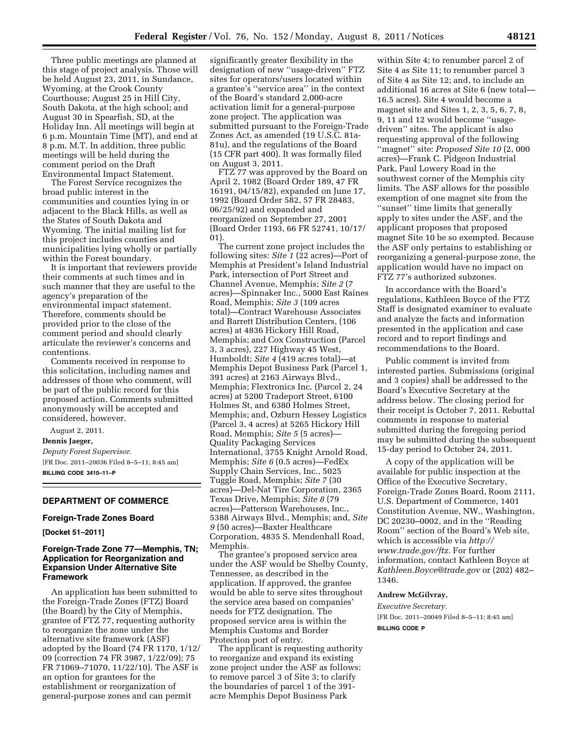Three public meetings are planned at this stage of project analysis. Those will be held August 23, 2011, in Sundance, Wyoming, at the Crook County Courthouse; August 25 in Hill City, South Dakota, at the high school; and August 30 in Spearfish, SD, at the Holiday Inn. All meetings will begin at 6 p.m. Mountain Time (MT), and end at 8 p.m. M.T. In addition, three public meetings will be held during the comment period on the Draft Environmental Impact Statement.

The Forest Service recognizes the broad public interest in the communities and counties lying in or adjacent to the Black Hills, as well as the States of South Dakota and Wyoming. The initial mailing list for this project includes counties and municipalities lying wholly or partially within the Forest boundary.

It is important that reviewers provide their comments at such times and in such manner that they are useful to the agency's preparation of the environmental impact statement. Therefore, comments should be provided prior to the close of the comment period and should clearly articulate the reviewer's concerns and contentions.

Comments received in response to this solicitation, including names and addresses of those who comment, will be part of the public record for this proposed action. Comments submitted anonymously will be accepted and considered, however.

August 2, 2011.

**Dennis Jaeger,**

*Deputy Forest Supervisor.*

[FR Doc. 2011–20036 Filed 8–5–11; 8:45 am]

**BILLING CODE 3410–11–P**

## DEPARTMENT OF COMMERCE

### Foreign-Trade Zones Board

**[Docket 51–2011]**

### Foreign-Trade Zone 77—Memphis, TN; Application for Reorganization and Expansion Under Alternative Site Framework

An application has been submitted to the Foreign-Trade Zones (FTZ) Board (the Board) by the City of Memphis, grantee of FTZ 77, requesting authority to reorganize the zone under the alternative site framework (ASF) adopted by the Board (74 FR 1170, 1/12/09 (correction 74 FR 3987, 1/22/09); 75 FR 71069–71070, 11/22/10). The ASF is an option for grantees for the establishment or reorganization of general-purpose zones and can permit significantly greater flexibility in the designation of new ''usage-driven'' FTZ sites for operators/users located within a grantee's ''service area'' in the context of the Board's standard 2,000-acre activation limit for a general-purpose zone project. The application was submitted pursuant to the Foreign-Trade Zones Act, as amended (19 U.S.C. 81a-81u), and the regulations of the Board (15 CFR part 400). It was formally filed on August 3, 2011.

FTZ 77 was approved by the Board on April 2, 1982 (Board Order 189, 47 FR 16191, 04/15/82), expanded on June 17, 1992 (Board Order 582, 57 FR 28483, 06/25/92) and expanded and reorganized on September 27, 2001 (Board Order 1193, 66 FR 52741, 10/17/01).

The current zone project includes the following sites: *Site 1* (22 acres)—Port of Memphis at President's Island Industrial Park, intersection of Port Street and Channel Avenue, Memphis; *Site 2* (7 acres)—Spinnaker Inc., 5000 East Raines Road, Memphis; *Site 3* (109 acres total)—Contract Warehouse Associates and Barrett Distribution Centers, (106 acres) at 4836 Hickory Hill Road, Memphis; and Cox Construction (Parcel 3, 3 acres), 227 Highway 45 West, Humboldt; *Site 4* (419 acres total)—at Memphis Depot Business Park (Parcel 1, 391 acres) at 2163 Airways Blvd., Memphis; Flextronics Inc. (Parcel 2, 24 acres) at 5200 Tradeport Street, 6100 Holmes St, and 6380 Holmes Street, Memphis; and, Ozburn Hessey Logistics (Parcel 3, 4 acres) at 5265 Hickory Hill Road, Memphis; *Site 5* (5 acres)—Quality Packaging Services International, 3755 Knight Arnold Road, Memphis; *Site 6* (0.5 acres)—FedEx Supply Chain Services, Inc., 5025 Tuggle Road, Memphis; *Site 7* (30 acres)—Del-Nat Tire Corporation, 2365 Texas Drive, Memphis; *Site 8* (79 acres)—Patterson Warehouses, Inc., 5388 Airways Blvd., Memphis; and, *Site 9* (50 acres)—Baxter Healthcare Corporation, 4835 S. Mendenhall Road, Memphis.

The grantee's proposed service area under the ASF would be Shelby County, Tennessee, as described in the application. If approved, the grantee would be able to serve sites throughout the service area based on companies' needs for FTZ designation. The proposed service area is within the Memphis Customs and Border Protection port of entry.

The applicant is requesting authority to reorganize and expand its existing zone project under the ASF as follows: to remove parcel 3 of Site 3; to clarify the boundaries of parcel 1 of the 391-acre Memphis Depot Business Park within Site 4; to renumber parcel 2 of Site 4 as Site 11; to renumber parcel 3 of Site 4 as Site 12; and, to include an additional 16 acres at Site 6 (new total—16.5 acres). Site 4 would become a magnet site and Sites 1, 2, 3, 5, 6, 7, 8, 9, 11 and 12 would become ''usage-driven'' sites. The applicant is also requesting approval of the following ''magnet'' site: *Proposed Site 10* (2, 000 acres)—Frank C. Pidgeon Industrial Park, Paul Lowery Road in the southwest corner of the Memphis city limits. The ASF allows for the possible exemption of one magnet site from the ''sunset'' time limits that generally apply to sites under the ASF, and the applicant proposes that proposed magnet Site 10 be so exempted. Because the ASF only pertains to establishing or reorganizing a general-purpose zone, the application would have no impact on FTZ 77's authorized subzones.

In accordance with the Board's regulations, Kathleen Boyce of the FTZ Staff is designated examiner to evaluate and analyze the facts and information presented in the application and case record and to report findings and recommendations to the Board.

Public comment is invited from interested parties. Submissions (original and 3 copies) shall be addressed to the Board's Executive Secretary at the address below. The closing period for their receipt is October 7, 2011. Rebuttal comments in response to material submitted during the foregoing period may be submitted during the subsequent 15-day period to October 24, 2011.

A copy of the application will be available for public inspection at the Office of the Executive Secretary, Foreign-Trade Zones Board, Room 2111, U.S. Department of Commerce, 1401 Constitution Avenue, NW., Washington, DC 20230–0002, and in the ''Reading Room'' section of the Board's Web site, which is accessible via *http://www.trade.gov/ftz.* For further information, contact Kathleen Boyce at *Kathleen.Boyce@trade.gov* or (202) 482–1346.

**Andrew McGilvray,**

*Executive Secretary.*

[FR Doc. 2011–20049 Filed 8–5–11; 8:45 am]

**BILLING CODE P**